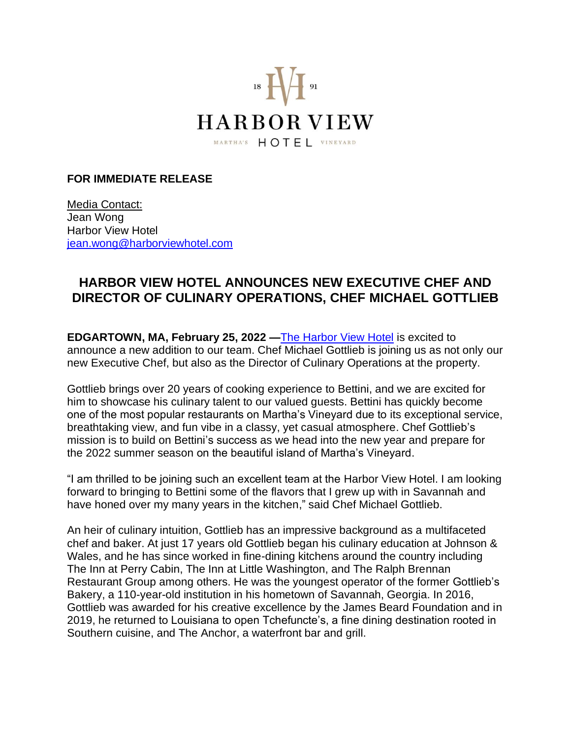18 HV 91

HARBOR VIEW

MARTHA'S HOTEL VINEYARD

**FOR IMMEDIATE RELEASE**

Media Contact:
Jean Wong
Harbor View Hotel
jean.wong@harborviewhotel.com

## HARBOR VIEW HOTEL ANNOUNCES NEW EXECUTIVE CHEF AND DIRECTOR OF CULINARY OPERATIONS, CHEF MICHAEL GOTTLIEB

**EDGARTOWN, MA, February 25, 2022 —**The Harbor View Hotel is excited to announce a new addition to our team. Chef Michael Gottlieb is joining us as not only our new Executive Chef, but also as the Director of Culinary Operations at the property.

Gottlieb brings over 20 years of cooking experience to Bettini, and we are excited for him to showcase his culinary talent to our valued guests. Bettini has quickly become one of the most popular restaurants on Martha's Vineyard due to its exceptional service, breathtaking view, and fun vibe in a classy, yet casual atmosphere. Chef Gottlieb's mission is to build on Bettini's success as we head into the new year and prepare for the 2022 summer season on the beautiful island of Martha's Vineyard.

"I am thrilled to be joining such an excellent team at the Harbor View Hotel. I am looking forward to bringing to Bettini some of the flavors that I grew up with in Savannah and have honed over my many years in the kitchen," said Chef Michael Gottlieb.

An heir of culinary intuition, Gottlieb has an impressive background as a multifaceted chef and baker. At just 17 years old Gottlieb began his culinary education at Johnson & Wales, and he has since worked in fine-dining kitchens around the country including The Inn at Perry Cabin, The Inn at Little Washington, and The Ralph Brennan Restaurant Group among others. He was the youngest operator of the former Gottlieb's Bakery, a 110-year-old institution in his hometown of Savannah, Georgia. In 2016, Gottlieb was awarded for his creative excellence by the James Beard Foundation and in 2019, he returned to Louisiana to open Tchefuncte's, a fine dining destination rooted in Southern cuisine, and The Anchor, a waterfront bar and grill.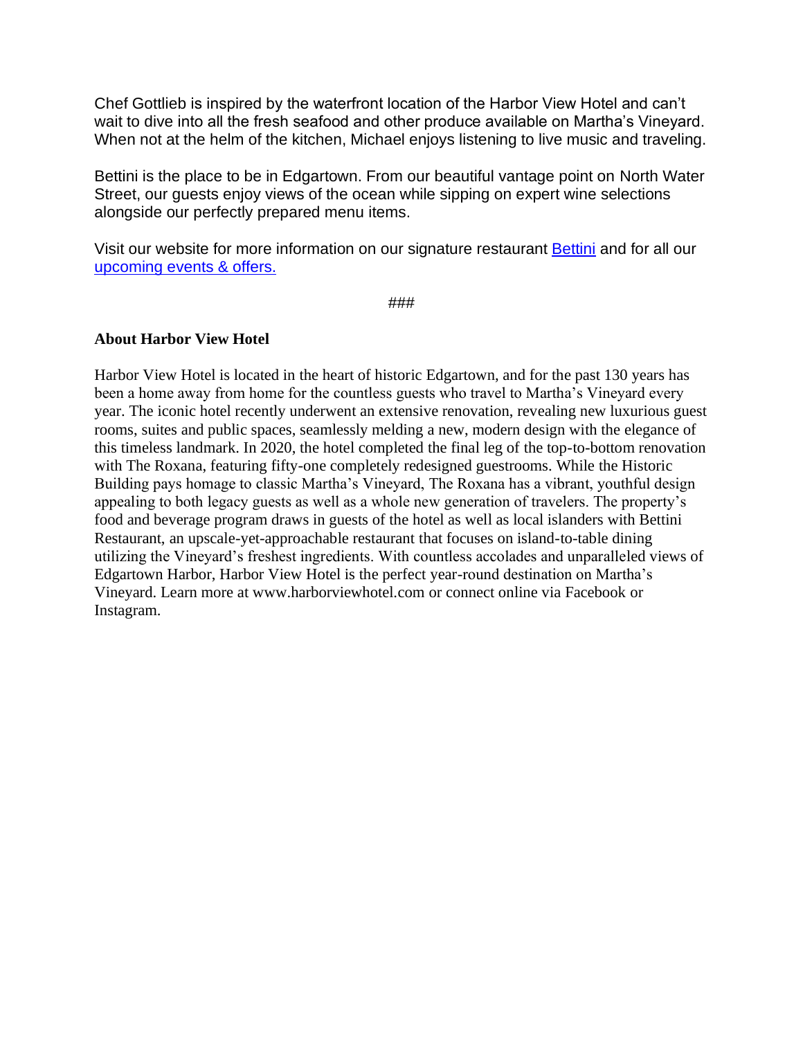Chef Gottlieb is inspired by the waterfront location of the Harbor View Hotel and can't wait to dive into all the fresh seafood and other produce available on Martha's Vineyard. When not at the helm of the kitchen, Michael enjoys listening to live music and traveling.

Bettini is the place to be in Edgartown. From our beautiful vantage point on North Water Street, our guests enjoy views of the ocean while sipping on expert wine selections alongside our perfectly prepared menu items.

Visit our website for more information on our signature restaurant Bettini and for all our upcoming events & offers.

###

**About Harbor View Hotel**

Harbor View Hotel is located in the heart of historic Edgartown, and for the past 130 years has been a home away from home for the countless guests who travel to Martha's Vineyard every year. The iconic hotel recently underwent an extensive renovation, revealing new luxurious guest rooms, suites and public spaces, seamlessly melding a new, modern design with the elegance of this timeless landmark. In 2020, the hotel completed the final leg of the top-to-bottom renovation with The Roxana, featuring fifty-one completely redesigned guestrooms. While the Historic Building pays homage to classic Martha's Vineyard, The Roxana has a vibrant, youthful design appealing to both legacy guests as well as a whole new generation of travelers. The property's food and beverage program draws in guests of the hotel as well as local islanders with Bettini Restaurant, an upscale-yet-approachable restaurant that focuses on island-to-table dining utilizing the Vineyard's freshest ingredients. With countless accolades and unparalleled views of Edgartown Harbor, Harbor View Hotel is the perfect year-round destination on Martha's Vineyard. Learn more at www.harborviewhotel.com or connect online via Facebook or Instagram.